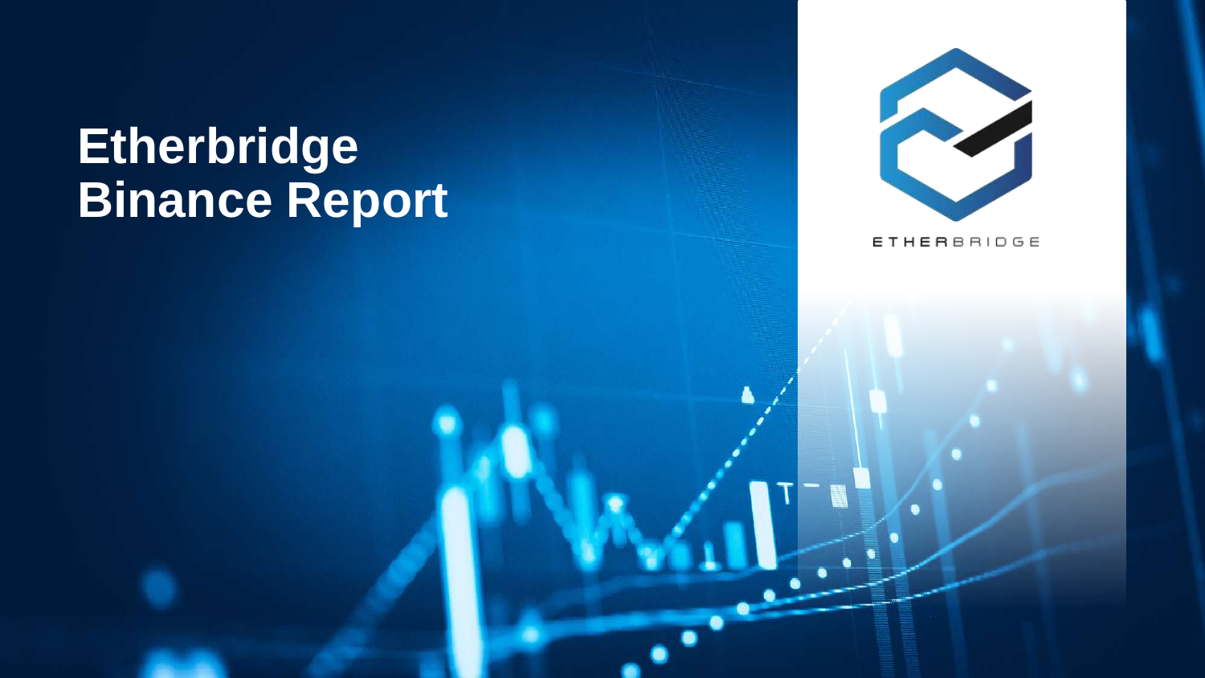# Etherbridge Binance Report

ETHERBRIDGE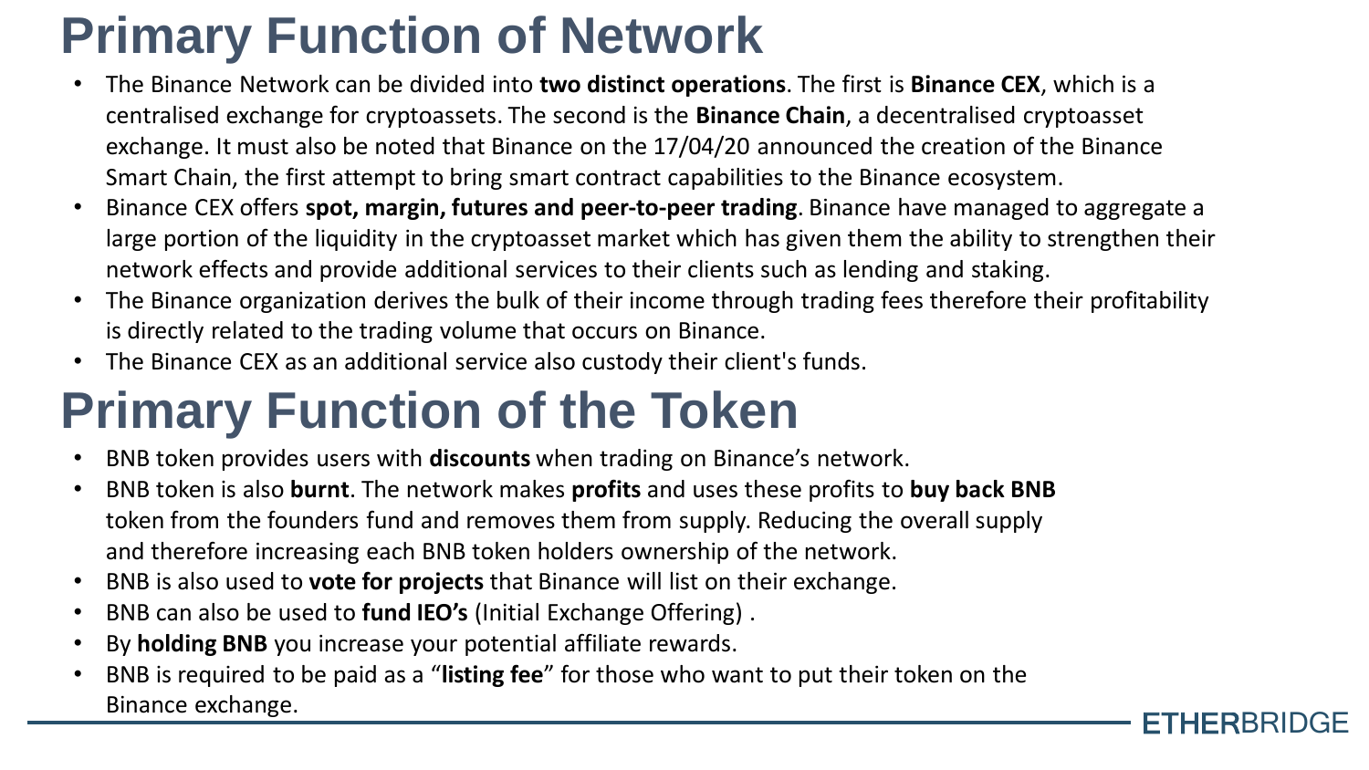# Primary Function of Network

- The Binance Network can be divided into **two distinct operations**. The first is **Binance CEX**, which is a centralised exchange for cryptoassets. The second is the **Binance Chain**, a decentralised cryptoasset exchange. It must also be noted that Binance on the 17/04/20 announced the creation of the Binance Smart Chain, the first attempt to bring smart contract capabilities to the Binance ecosystem.
- Binance CEX offers **spot, margin, futures and peer-to-peer trading**. Binance have managed to aggregate a large portion of the liquidity in the cryptoasset market which has given them the ability to strengthen their network effects and provide additional services to their clients such as lending and staking.
- The Binance organization derives the bulk of their income through trading fees therefore their profitability is directly related to the trading volume that occurs on Binance.
- The Binance CEX as an additional service also custody their client's funds.

# Primary Function of the Token

- BNB token provides users with **discounts** when trading on Binance's network.
- BNB token is also **burnt**. The network makes **profits** and uses these profits to **buy back BNB** token from the founders fund and removes them from supply. Reducing the overall supply and therefore increasing each BNB token holders ownership of the network.
- BNB is also used to **vote for projects** that Binance will list on their exchange.
- BNB can also be used to **fund IEO's** (Initial Exchange Offering) .
- By **holding BNB** you increase your potential affiliate rewards.
- BNB is required to be paid as a "**listing fee**" for those who want to put their token on the Binance exchange.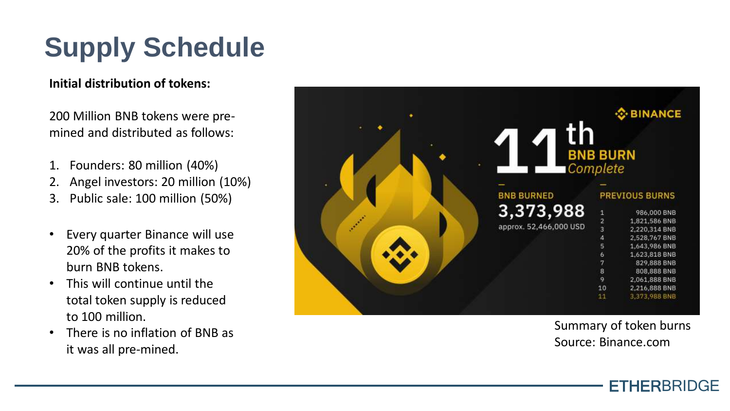# Supply Schedule

**Initial distribution of tokens:**

200 Million BNB tokens were pre-mined and distributed as follows:

1. Founders: 80 million (40%)
2. Angel investors: 20 million (10%)
3. Public sale: 100 million (50%)

- Every quarter Binance will use 20% of the profits it makes to burn BNB tokens.
- This will continue until the total token supply is reduced to 100 million.
- There is no inflation of BNB as it was all pre-mined.

BINANCE

11th BNB BURN *Complete*

BNB BURNED

**3,373,988**

approx. 52,466,000 USD

PREVIOUS BURNS

| # | BNB |
| --- | --- |
| 1 | 986,000 BNB |
| 2 | 1,821,586 BNB |
| 3 | 2,220,314 BNB |
| 4 | 2,528,767 BNB |
| 5 | 1,643,986 BNB |
| 6 | 1,623,818 BNB |
| 7 | 829,888 BNB |
| 8 | 808,888 BNB |
| 9 | 2,061,888 BNB |
| 10 | 2,216,888 BNB |
| 11 | 3,373,988 BNB |

Summary of token burns
Source: Binance.com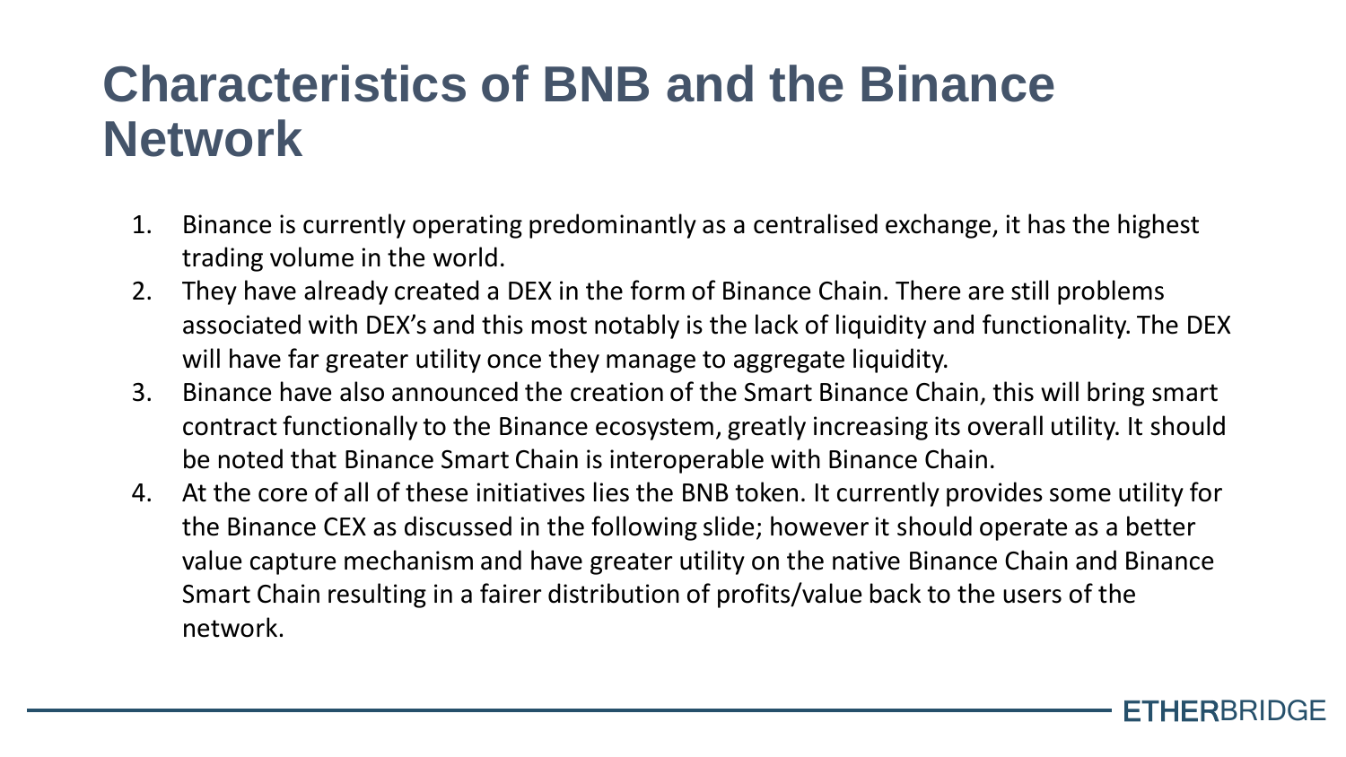# Characteristics of BNB and the Binance Network

1. Binance is currently operating predominantly as a centralised exchange, it has the highest trading volume in the world.
2. They have already created a DEX in the form of Binance Chain. There are still problems associated with DEX's and this most notably is the lack of liquidity and functionality. The DEX will have far greater utility once they manage to aggregate liquidity.
3. Binance have also announced the creation of the Smart Binance Chain, this will bring smart contract functionally to the Binance ecosystem, greatly increasing its overall utility. It should be noted that Binance Smart Chain is interoperable with Binance Chain.
4. At the core of all of these initiatives lies the BNB token. It currently provides some utility for the Binance CEX as discussed in the following slide; however it should operate as a better value capture mechanism and have greater utility on the native Binance Chain and Binance Smart Chain resulting in a fairer distribution of profits/value back to the users of the network.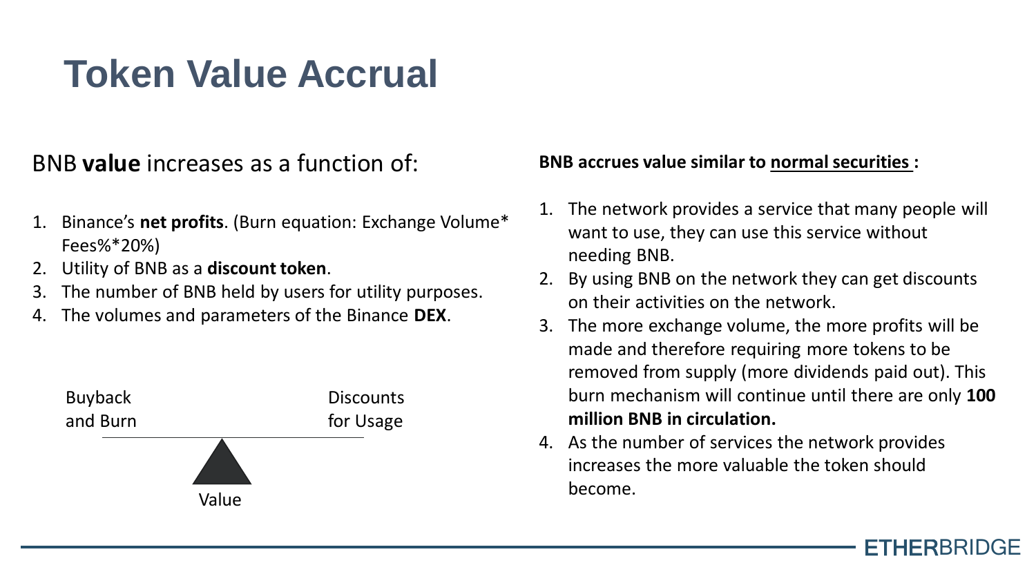# Token Value Accrual

BNB **value** increases as a function of:

1. Binance's **net profits**. (Burn equation: Exchange Volume* Fees%*20%)
2. Utility of BNB as a **discount token**.
3. The number of BNB held by users for utility purposes.
4. The volumes and parameters of the Binance **DEX**.

Buyback and Burn

Discounts for Usage

Value

**BNB accrues value similar to <u>normal securities</u> :**

1. The network provides a service that many people will want to use, they can use this service without needing BNB.
2. By using BNB on the network they can get discounts on their activities on the network.
3. The more exchange volume, the more profits will be made and therefore requiring more tokens to be removed from supply (more dividends paid out). This burn mechanism will continue until there are only **100 million BNB in circulation.**
4. As the number of services the network provides increases the more valuable the token should become.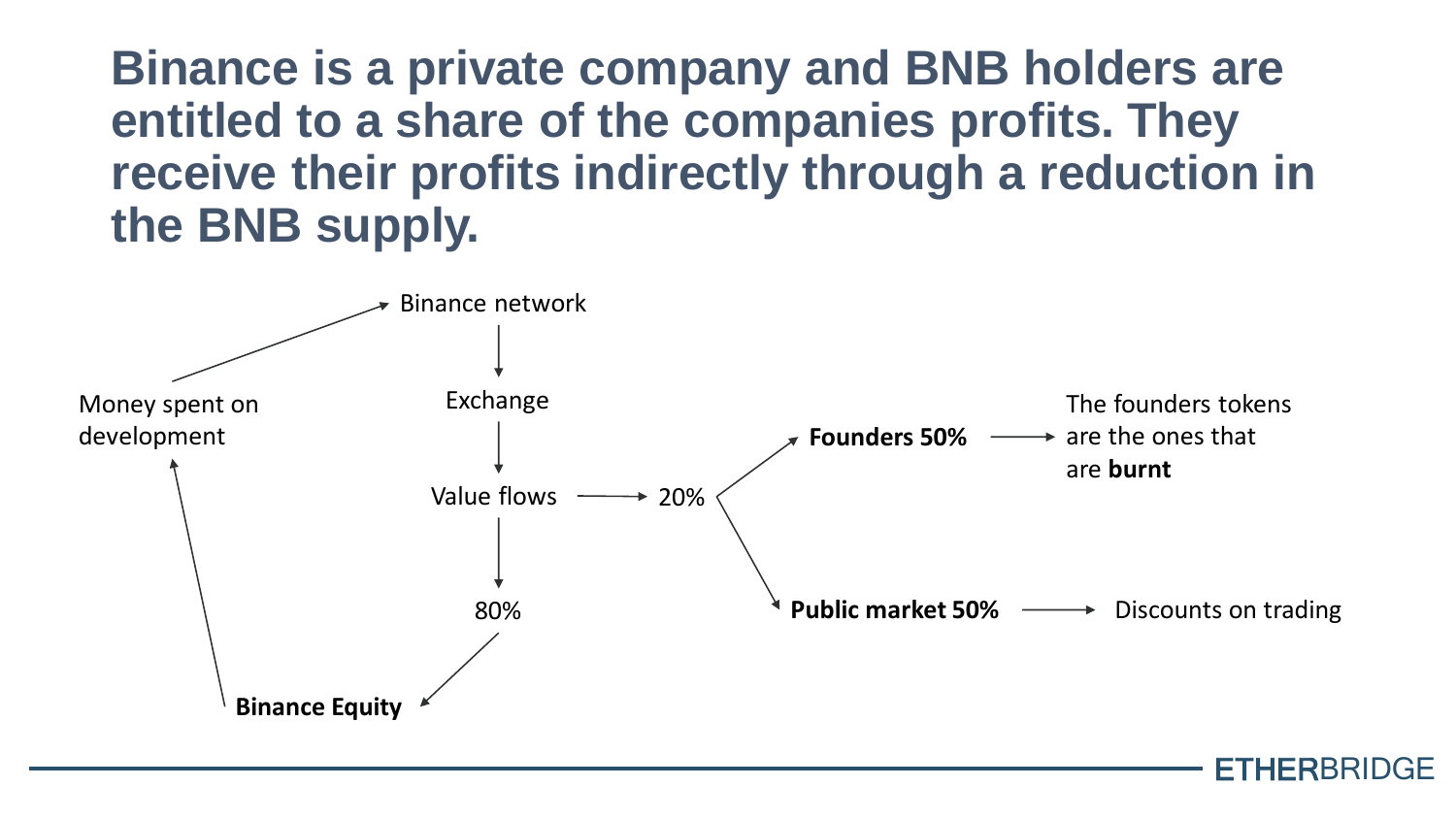# Binance is a private company and BNB holders are entitled to a share of the companies profits. They receive their profits indirectly through a reduction in the BNB supply.

- Binance network → Exchange → Value flows
- Value flows → 80% → **Binance Equity** → Money spent on development → Binance network
- Value flows → 20%
  - **Founders 50%** → The founders tokens are the ones that are **burnt**
  - **Public market 50%** → Discounts on trading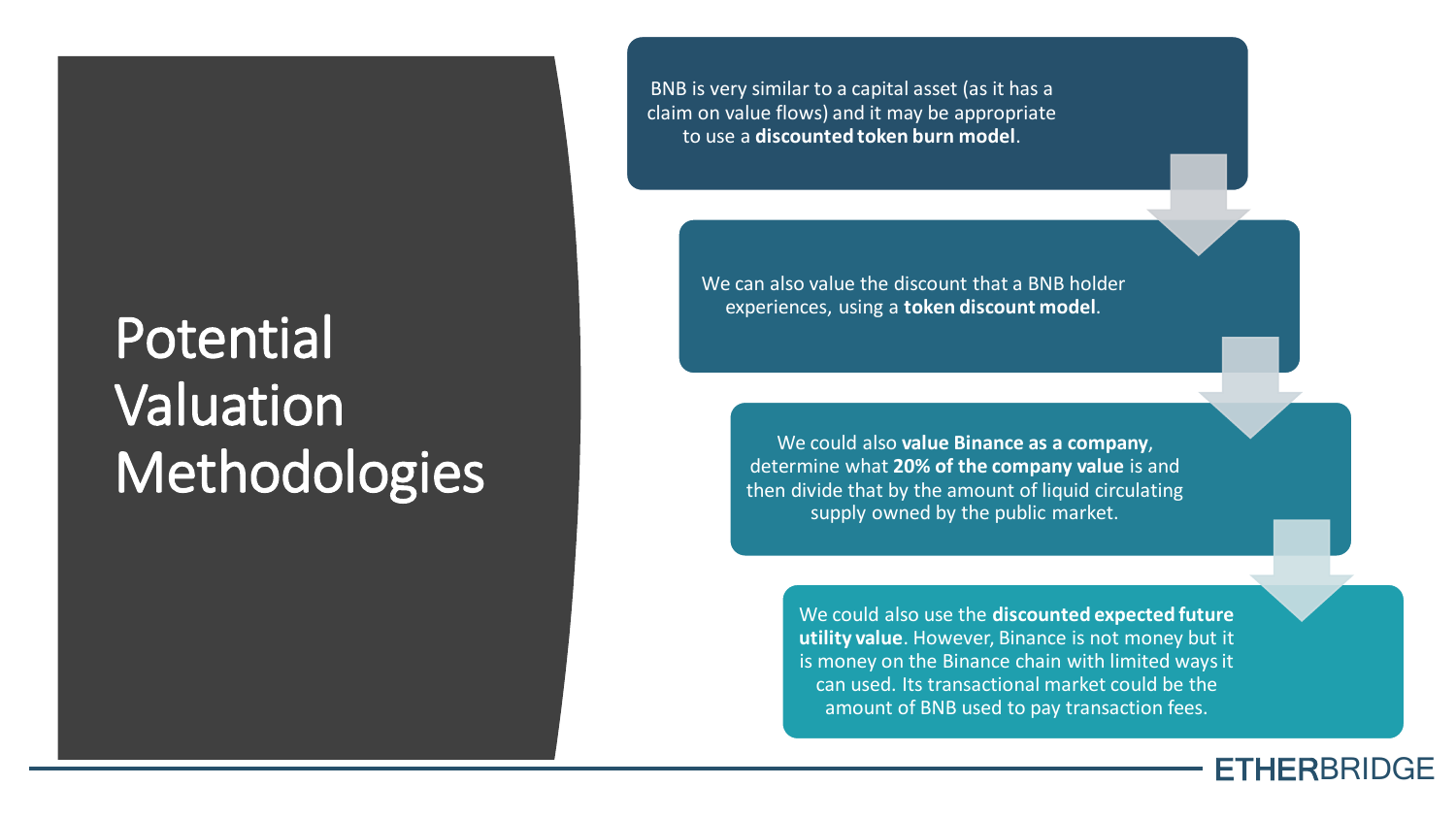# Potential Valuation Methodologies

BNB is very similar to a capital asset (as it has a claim on value flows) and it may be appropriate to use a **discounted token burn model**.

We can also value the discount that a BNB holder experiences, using a **token discount model**.

We could also **value Binance as a company**, determine what **20% of the company value** is and then divide that by the amount of liquid circulating supply owned by the public market.

We could also use the **discounted expected future utility value**. However, Binance is not money but it is money on the Binance chain with limited ways it can used. Its transactional market could be the amount of BNB used to pay transaction fees.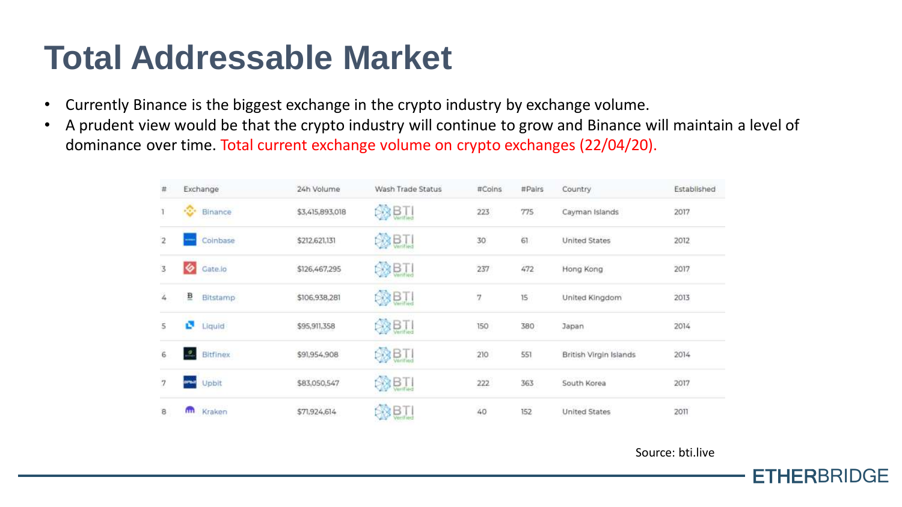# Total Addressable Market

- Currently Binance is the biggest exchange in the crypto industry by exchange volume.
- A prudent view would be that the crypto industry will continue to grow and Binance will maintain a level of dominance over time. Total current exchange volume on crypto exchanges (22/04/20).

| # | Exchange | 24h Volume | Wash Trade Status | #Coins | #Pairs | Country | Established |
|---|---|---|---|---|---|---|---|
| 1 | Binance | $3,415,893,018 | BTI Verified | 223 | 775 | Cayman Islands | 2017 |
| 2 | Coinbase | $212,621,131 | BTI Verified | 30 | 61 | United States | 2012 |
| 3 | Gate.io | $126,467,295 | BTI Verified | 237 | 472 | Hong Kong | 2017 |
| 4 | Bitstamp | $106,938,281 | BTI Verified | 7 | 15 | United Kingdom | 2013 |
| 5 | Liquid | $95,911,358 | BTI Verified | 150 | 380 | Japan | 2014 |
| 6 | Bitfinex | $91,954,908 | BTI Verified | 210 | 551 | British Virgin Islands | 2014 |
| 7 | Upbit | $83,050,547 | BTI Verified | 222 | 363 | South Korea | 2017 |
| 8 | Kraken | $71,924,614 | BTI Verified | 40 | 152 | United States | 2011 |

Source: bti.live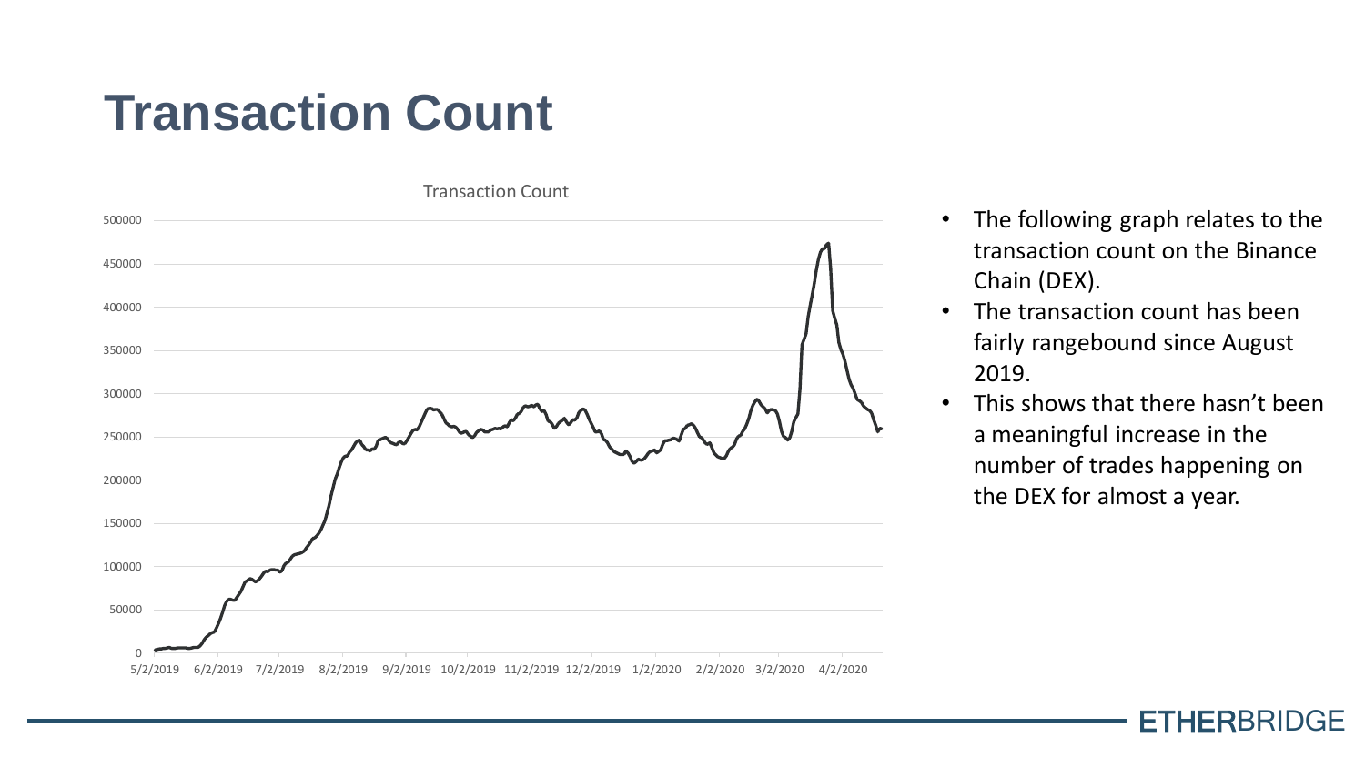# Transaction Count

- The following graph relates to the transaction count on the Binance Chain (DEX).
- The transaction count has been fairly rangebound since August 2019.
- This shows that there hasn't been a meaningful increase in the number of trades happening on the DEX for almost a year.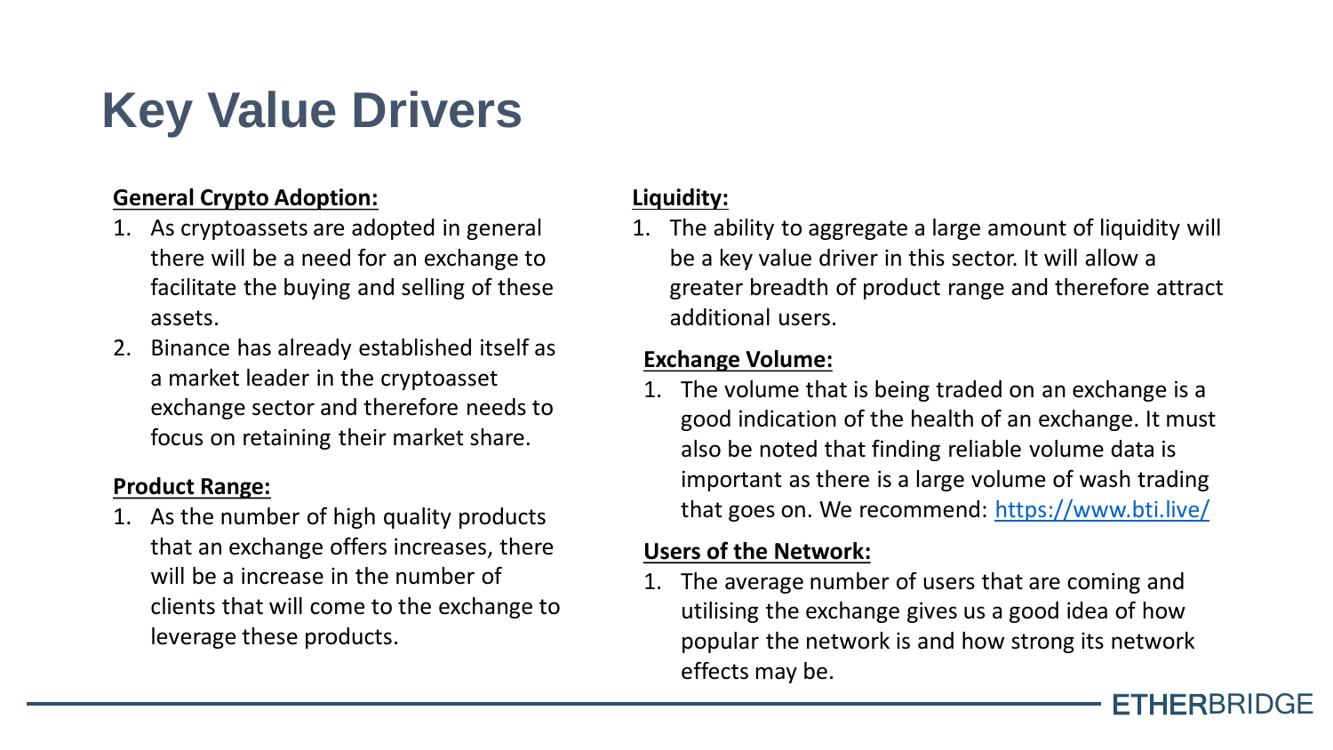# Key Value Drivers

**General Crypto Adoption:**

1. As cryptoassets are adopted in general there will be a need for an exchange to facilitate the buying and selling of these assets.
2. Binance has already established itself as a market leader in the cryptoasset exchange sector and therefore needs to focus on retaining their market share.

**Product Range:**

1. As the number of high quality products that an exchange offers increases, there will be a increase in the number of clients that will come to the exchange to leverage these products.

**Liquidity:**

1. The ability to aggregate a large amount of liquidity will be a key value driver in this sector. It will allow a greater breadth of product range and therefore attract additional users.

**Exchange Volume:**

1. The volume that is being traded on an exchange is a good indication of the health of an exchange. It must also be noted that finding reliable volume data is important as there is a large volume of wash trading that goes on. We recommend: https://www.bti.live/

**Users of the Network:**

1. The average number of users that are coming and utilising the exchange gives us a good idea of how popular the network is and how strong its network effects may be.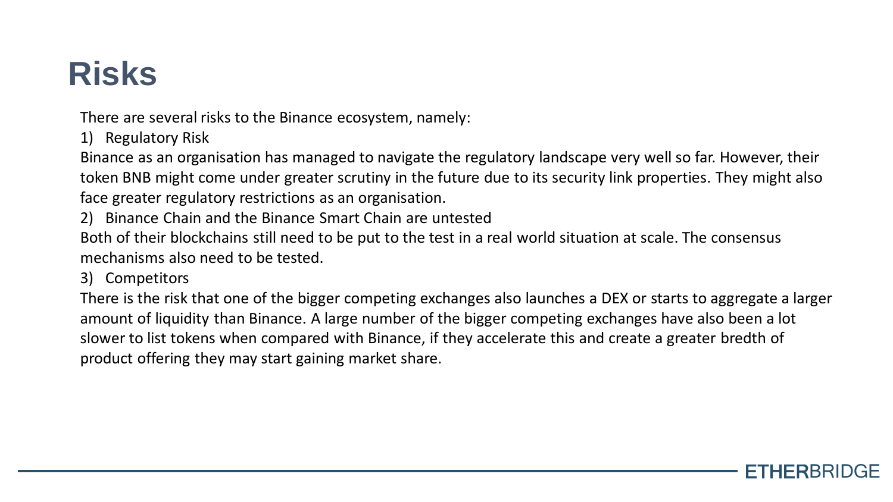# Risks

There are several risks to the Binance ecosystem, namely:

1) Regulatory Risk

Binance as an organisation has managed to navigate the regulatory landscape very well so far. However, their token BNB might come under greater scrutiny in the future due to its security link properties. They might also face greater regulatory restrictions as an organisation.

2) Binance Chain and the Binance Smart Chain are untested

Both of their blockchains still need to be put to the test in a real world situation at scale. The consensus mechanisms also need to be tested.

3) Competitors

There is the risk that one of the bigger competing exchanges also launches a DEX or starts to aggregate a larger amount of liquidity than Binance. A large number of the bigger competing exchanges have also been a lot slower to list tokens when compared with Binance, if they accelerate this and create a greater bredth of product offering they may start gaining market share.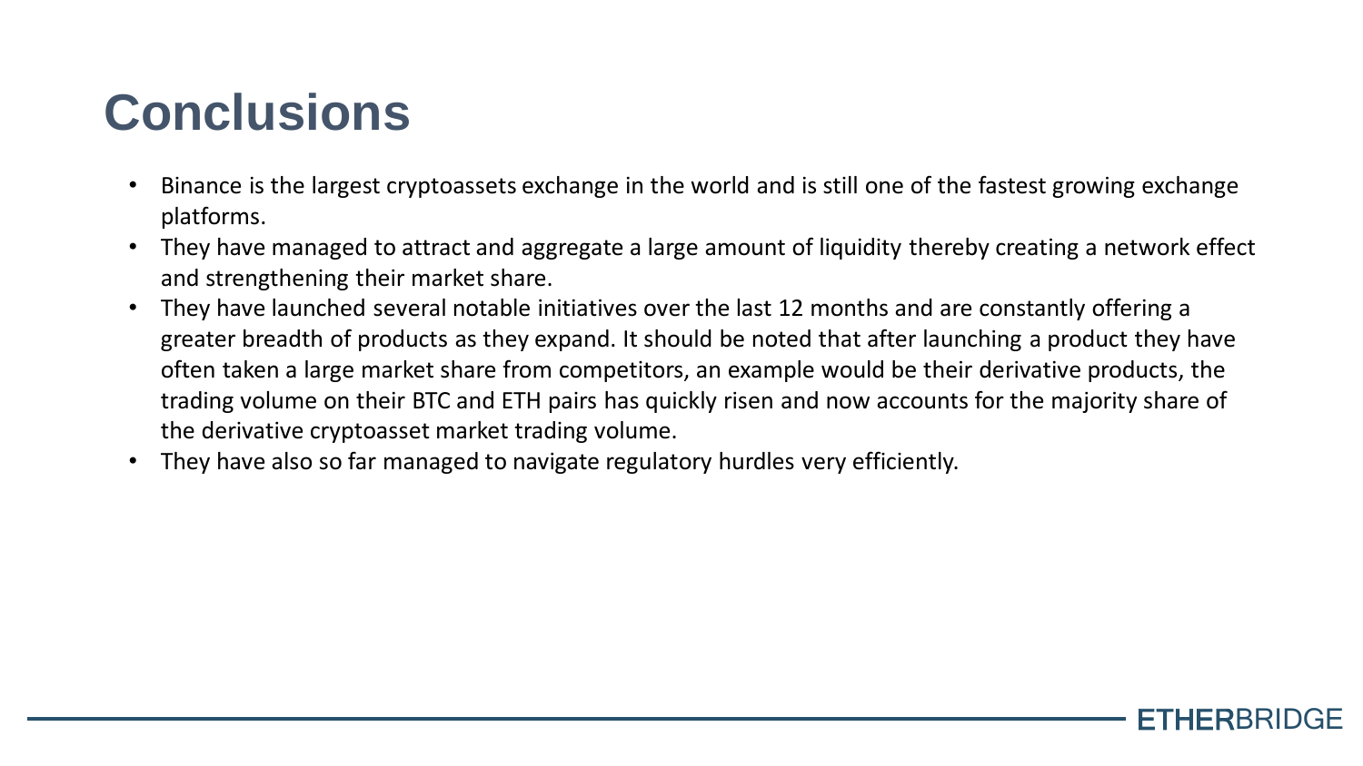# Conclusions

- Binance is the largest cryptoassets exchange in the world and is still one of the fastest growing exchange platforms.
- They have managed to attract and aggregate a large amount of liquidity thereby creating a network effect and strengthening their market share.
- They have launched several notable initiatives over the last 12 months and are constantly offering a greater breadth of products as they expand. It should be noted that after launching a product they have often taken a large market share from competitors, an example would be their derivative products, the trading volume on their BTC and ETH pairs has quickly risen and now accounts for the majority share of the derivative cryptoasset market trading volume.
- They have also so far managed to navigate regulatory hurdles very efficiently.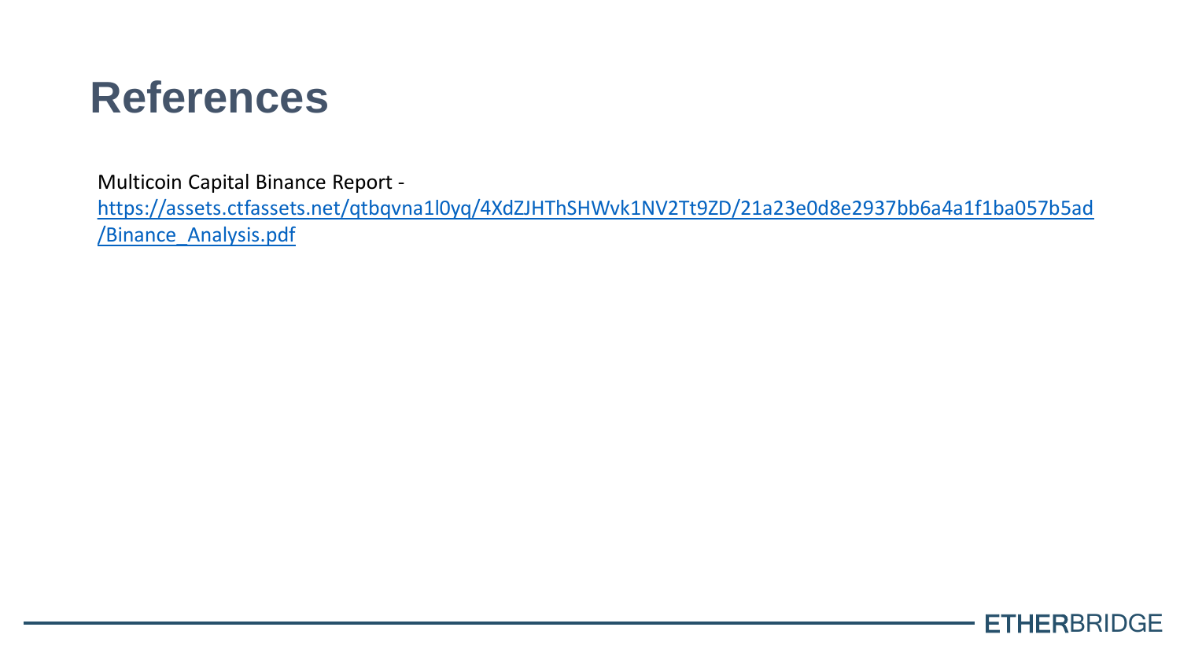# References

Multicoin Capital Binance Report - https://assets.ctfassets.net/qtbqvna1l0yq/4XdZJHThSHWvk1NV2Tt9ZD/21a23e0d8e2937bb6a4a1f1ba057b5ad/Binance_Analysis.pdf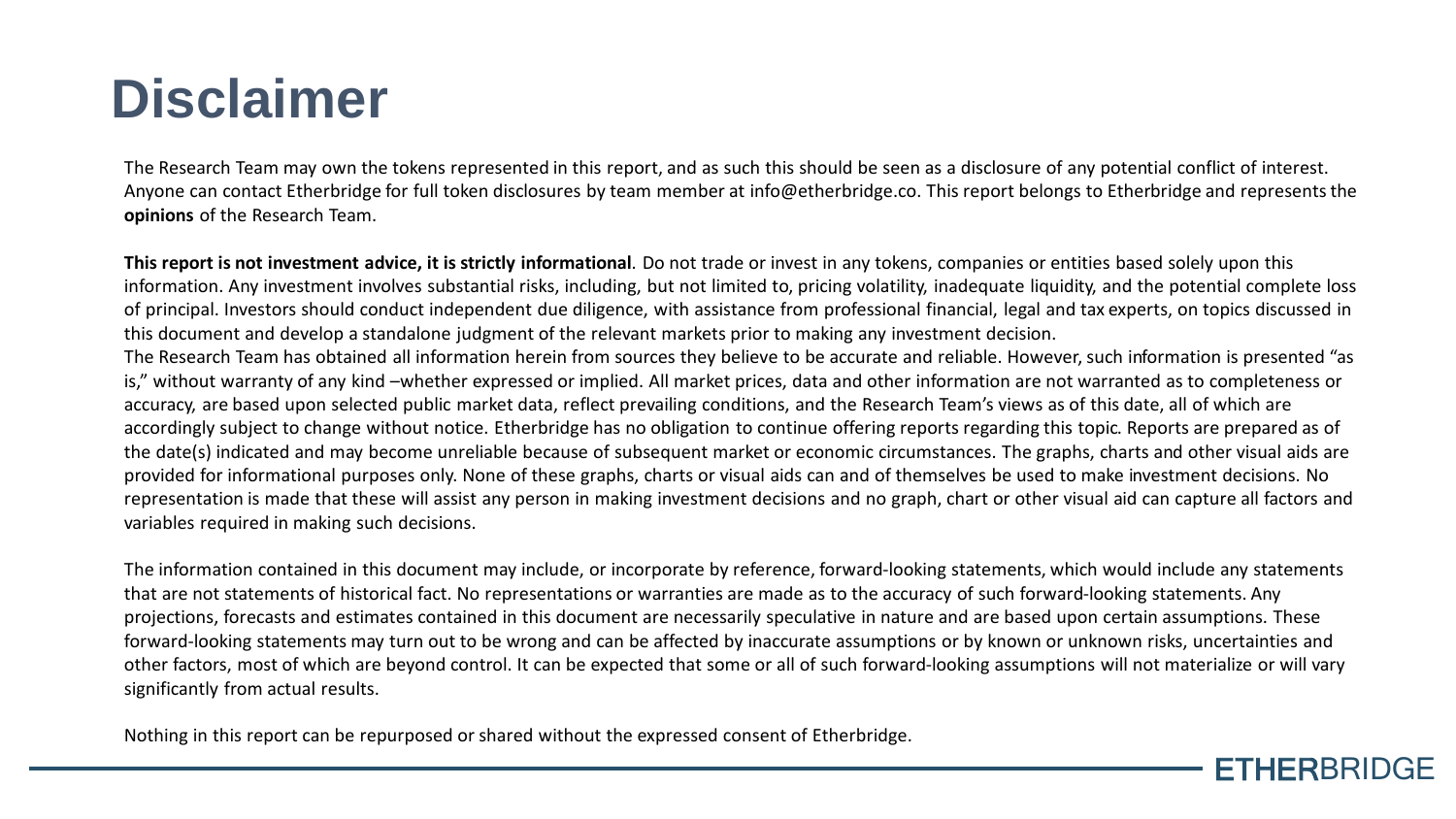# Disclaimer

The Research Team may own the tokens represented in this report, and as such this should be seen as a disclosure of any potential conflict of interest. Anyone can contact Etherbridge for full token disclosures by team member at info@etherbridge.co. This report belongs to Etherbridge and represents the **opinions** of the Research Team.

**This report is not investment advice, it is strictly informational**. Do not trade or invest in any tokens, companies or entities based solely upon this information. Any investment involves substantial risks, including, but not limited to, pricing volatility, inadequate liquidity, and the potential complete loss of principal. Investors should conduct independent due diligence, with assistance from professional financial, legal and tax experts, on topics discussed in this document and develop a standalone judgment of the relevant markets prior to making any investment decision.
The Research Team has obtained all information herein from sources they believe to be accurate and reliable. However, such information is presented "as is," without warranty of any kind –whether expressed or implied. All market prices, data and other information are not warranted as to completeness or accuracy, are based upon selected public market data, reflect prevailing conditions, and the Research Team's views as of this date, all of which are accordingly subject to change without notice. Etherbridge has no obligation to continue offering reports regarding this topic. Reports are prepared as of the date(s) indicated and may become unreliable because of subsequent market or economic circumstances. The graphs, charts and other visual aids are provided for informational purposes only. None of these graphs, charts or visual aids can and of themselves be used to make investment decisions. No representation is made that these will assist any person in making investment decisions and no graph, chart or other visual aid can capture all factors and variables required in making such decisions.

The information contained in this document may include, or incorporate by reference, forward-looking statements, which would include any statements that are not statements of historical fact. No representations or warranties are made as to the accuracy of such forward-looking statements. Any projections, forecasts and estimates contained in this document are necessarily speculative in nature and are based upon certain assumptions. These forward-looking statements may turn out to be wrong and can be affected by inaccurate assumptions or by known or unknown risks, uncertainties and other factors, most of which are beyond control. It can be expected that some or all of such forward-looking assumptions will not materialize or will vary significantly from actual results.

Nothing in this report can be repurposed or shared without the expressed consent of Etherbridge.